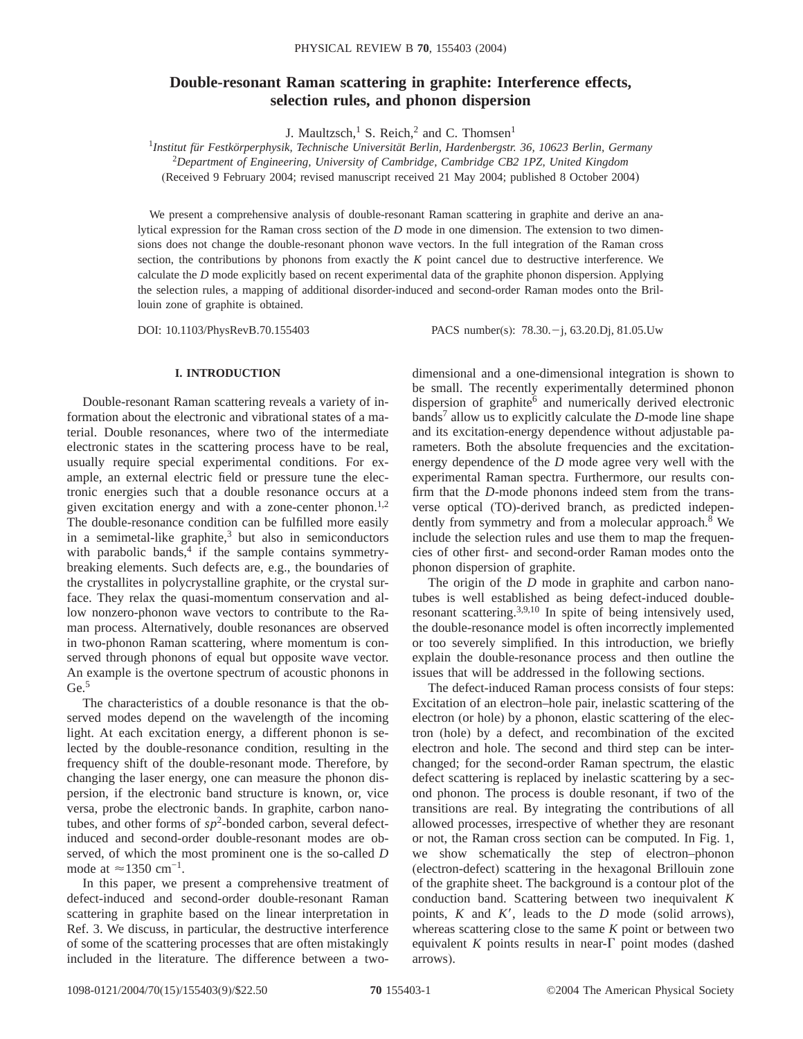# Double-resonant Raman scattering in graphite: Interference effects, selection rules, and phonon dispersion

J. Maultzsch,[1] S. Reich,[2] and C. Thomsen[1]

[1]*Institut für Festkörperphysik, Technische Universität Berlin, Hardenbergstr. 36, 10623 Berlin, Germany*
[2]*Department of Engineering, University of Cambridge, Cambridge CB2 1PZ, United Kingdom*

(Received 9 February 2004; revised manuscript received 21 May 2004; published 8 October 2004)

We present a comprehensive analysis of double-resonant Raman scattering in graphite and derive an analytical expression for the Raman cross section of the *D* mode in one dimension. The extension to two dimensions does not change the double-resonant phonon wave vectors. In the full integration of the Raman cross section, the contributions by phonons from exactly the *K* point cancel due to destructive interference. We calculate the *D* mode explicitly based on recent experimental data of the graphite phonon dispersion. Applying the selection rules, a mapping of additional disorder-induced and second-order Raman modes onto the Brillouin zone of graphite is obtained.

DOI: 10.1103/PhysRevB.70.155403 PACS number(s): 78.30.−j, 63.20.Dj, 81.05.Uw

## I. INTRODUCTION

Double-resonant Raman scattering reveals a variety of information about the electronic and vibrational states of a material. Double resonances, where two of the intermediate electronic states in the scattering process have to be real, usually require special experimental conditions. For example, an external electric field or pressure tune the electronic energies such that a double resonance occurs at a given excitation energy and with a zone-center phonon.[1,2] The double-resonance condition can be fulfilled more easily in a semimetal-like graphite,[3] but also in semiconductors with parabolic bands,[4] if the sample contains symmetry-breaking elements. Such defects are, e.g., the boundaries of the crystallites in polycrystalline graphite, or the crystal surface. They relax the quasi-momentum conservation and allow nonzero-phonon wave vectors to contribute to the Raman process. Alternatively, double resonances are observed in two-phonon Raman scattering, where momentum is conserved through phonons of equal but opposite wave vector. An example is the overtone spectrum of acoustic phonons in Ge.[5]

The characteristics of a double resonance is that the observed modes depend on the wavelength of the incoming light. At each excitation energy, a different phonon is selected by the double-resonance condition, resulting in the frequency shift of the double-resonant mode. Therefore, by changing the laser energy, one can measure the phonon dispersion, if the electronic band structure is known, or, vice versa, probe the electronic bands. In graphite, carbon nanotubes, and other forms of $sp^2$-bonded carbon, several defect-induced and second-order double-resonant modes are observed, of which the most prominent one is the so-called *D* mode at $\approx 1350$ cm$^{-1}$.

In this paper, we present a comprehensive treatment of defect-induced and second-order double-resonant Raman scattering in graphite based on the linear interpretation in Ref. 3. We discuss, in particular, the destructive interference of some of the scattering processes that are often mistakingly included in the literature. The difference between a two-dimensional and a one-dimensional integration is shown to be small. The recently experimentally determined phonon dispersion of graphite[6] and numerically derived electronic bands[7] allow us to explicitly calculate the *D*-mode line shape and its excitation-energy dependence without adjustable parameters. Both the absolute frequencies and the excitation-energy dependence of the *D* mode agree very well with the experimental Raman spectra. Furthermore, our results confirm that the *D*-mode phonons indeed stem from the transverse optical (TO)-derived branch, as predicted independently from symmetry and from a molecular approach.[8] We include the selection rules and use them to map the frequencies of other first- and second-order Raman modes onto the phonon dispersion of graphite.

The origin of the *D* mode in graphite and carbon nanotubes is well established as being defect-induced double-resonant scattering.[3,9,10] In spite of being intensively used, the double-resonance model is often incorrectly implemented or too severely simplified. In this introduction, we briefly explain the double-resonance process and then outline the issues that will be addressed in the following sections.

The defect-induced Raman process consists of four steps: Excitation of an electron–hole pair, inelastic scattering of the electron (or hole) by a phonon, elastic scattering of the electron (hole) by a defect, and recombination of the excited electron and hole. The second and third step can be interchanged; for the second-order Raman spectrum, the elastic defect scattering is replaced by inelastic scattering by a second phonon. The process is double resonant, if two of the transitions are real. By integrating the contributions of all allowed processes, irrespective of whether they are resonant or not, the Raman cross section can be computed. In Fig. 1, we show schematically the step of electron–phonon (electron-defect) scattering in the hexagonal Brillouin zone of the graphite sheet. The background is a contour plot of the conduction band. Scattering between two inequivalent *K* points, *K* and *K'*, leads to the *D* mode (solid arrows), whereas scattering close to the same *K* point or between two equivalent *K* points results in near-Γ point modes (dashed arrows).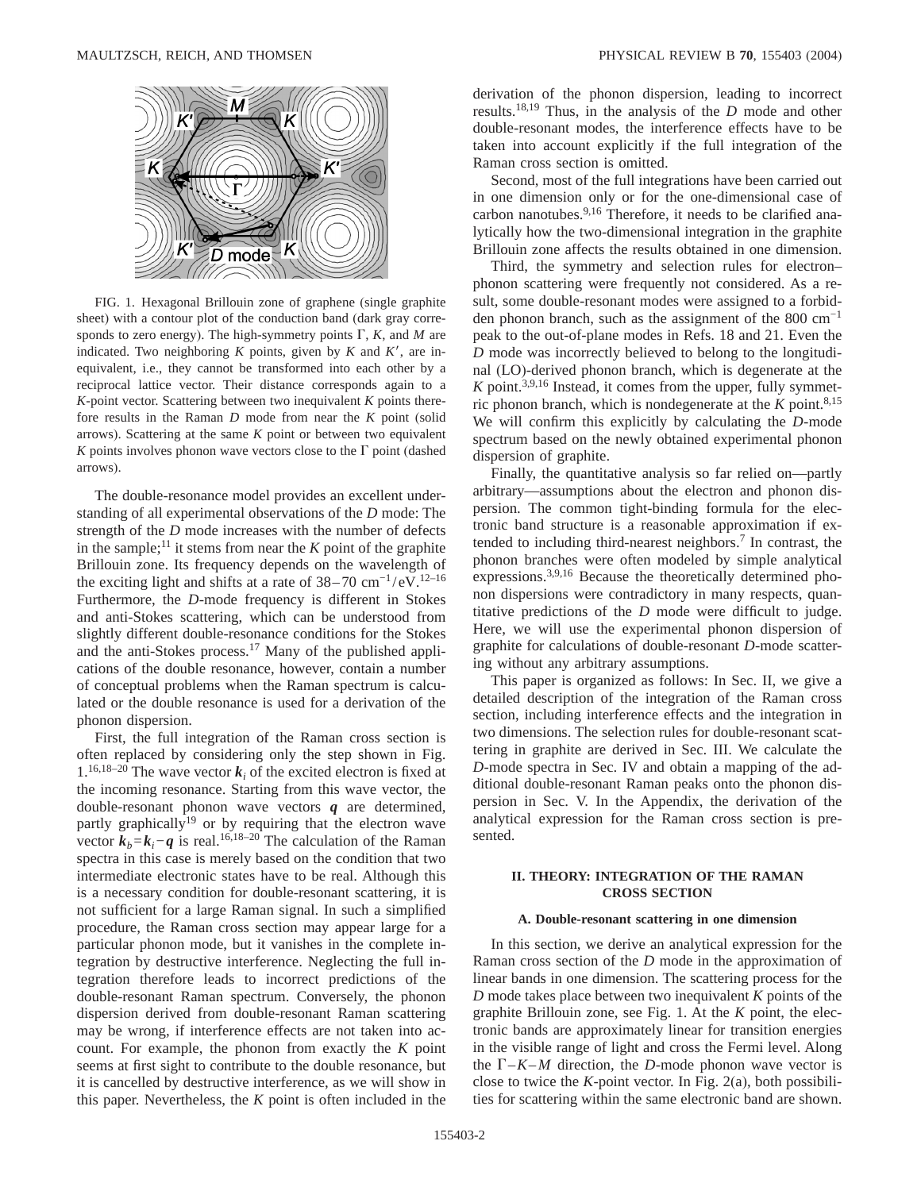FIG. 1. Hexagonal Brillouin zone of graphene (single graphite sheet) with a contour plot of the conduction band (dark gray corresponds to zero energy). The high-symmetry points Γ, $K$, and $M$ are indicated. Two neighboring $K$ points, given by $K$ and $K'$, are inequivalent, i.e., they cannot be transformed into each other by a reciprocal lattice vector. Their distance corresponds again to a $K$-point vector. Scattering between two inequivalent $K$ points therefore results in the Raman $D$ mode from near the $K$ point (solid arrows). Scattering at the same $K$ point or between two equivalent $K$ points involves phonon wave vectors close to the Γ point (dashed arrows).

The double-resonance model provides an excellent understanding of all experimental observations of the $D$ mode: The strength of the $D$ mode increases with the number of defects in the sample;[11] it stems from near the $K$ point of the graphite Brillouin zone. Its frequency depends on the wavelength of the exciting light and shifts at a rate of 38–70 $\text{cm}^{-1}/\text{eV}$.[12–16] Furthermore, the $D$-mode frequency is different in Stokes and anti-Stokes scattering, which can be understood from slightly different double-resonance conditions for the Stokes and the anti-Stokes process.[17] Many of the published applications of the double resonance, however, contain a number of conceptual problems when the Raman spectrum is calculated or the double resonance is used for a derivation of the phonon dispersion.

First, the full integration of the Raman cross section is often replaced by considering only the step shown in Fig. 1.[16,18–20] The wave vector $\boldsymbol{k}_i$ of the excited electron is fixed at the incoming resonance. Starting from this wave vector, the double-resonant phonon wave vectors $\boldsymbol{q}$ are determined, partly graphically[19] or by requiring that the electron wave vector $\boldsymbol{k}_b = \boldsymbol{k}_i - \boldsymbol{q}$ is real.[16,18–20] The calculation of the Raman spectra in this case is merely based on the condition that two intermediate electronic states have to be real. Although this is a necessary condition for double-resonant scattering, it is not sufficient for a large Raman signal. In such a simplified procedure, the Raman cross section may appear large for a particular phonon mode, but it vanishes in the complete integration by destructive interference. Neglecting the full integration therefore leads to incorrect predictions of the double-resonant Raman spectrum. Conversely, the phonon dispersion derived from double-resonant Raman scattering may be wrong, if interference effects are not taken into account. For example, the phonon from exactly the $K$ point seems at first sight to contribute to the double resonance, but it is cancelled by destructive interference, as we will show in this paper. Nevertheless, the $K$ point is often included in the derivation of the phonon dispersion, leading to incorrect results.[18,19] Thus, in the analysis of the $D$ mode and other double-resonant modes, the interference effects have to be taken into account explicitly if the full integration of the Raman cross section is omitted.

Second, most of the full integrations have been carried out in one dimension only or for the one-dimensional case of carbon nanotubes.[9,16] Therefore, it needs to be clarified analytically how the two-dimensional integration in the graphite Brillouin zone affects the results obtained in one dimension.

Third, the symmetry and selection rules for electron–phonon scattering were frequently not considered. As a result, some double-resonant modes were assigned to a forbidden phonon branch, such as the assignment of the 800 $\text{cm}^{-1}$ peak to the out-of-plane modes in Refs. 18 and 21. Even the $D$ mode was incorrectly believed to belong to the longitudinal (LO)-derived phonon branch, which is degenerate at the $K$ point.[3,9,16] Instead, it comes from the upper, fully symmetric phonon branch, which is nondegenerate at the $K$ point.[8,15] We will confirm this explicitly by calculating the $D$-mode spectrum based on the newly obtained experimental phonon dispersion of graphite.

Finally, the quantitative analysis so far relied on—partly arbitrary—assumptions about the electron and phonon dispersion. The common tight-binding formula for the electronic band structure is a reasonable approximation if extended to including third-nearest neighbors.[7] In contrast, the phonon branches were often modeled by simple analytical expressions.[3,9,16] Because the theoretically determined phonon dispersions were contradictory in many respects, quantitative predictions of the $D$ mode were difficult to judge. Here, we will use the experimental phonon dispersion of graphite for calculations of double-resonant $D$-mode scattering without any arbitrary assumptions.

This paper is organized as follows: In Sec. II, we give a detailed description of the integration of the Raman cross section, including interference effects and the integration in two dimensions. The selection rules for double-resonant scattering in graphite are derived in Sec. III. We calculate the $D$-mode spectra in Sec. IV and obtain a mapping of the additional double-resonant Raman peaks onto the phonon dispersion in Sec. V. In the Appendix, the derivation of the analytical expression for the Raman cross section is presented.

## II. THEORY: INTEGRATION OF THE RAMAN CROSS SECTION

### A. Double-resonant scattering in one dimension

In this section, we derive an analytical expression for the Raman cross section of the $D$ mode in the approximation of linear bands in one dimension. The scattering process for the $D$ mode takes place between two inequivalent $K$ points of the graphite Brillouin zone, see Fig. 1. At the $K$ point, the electronic bands are approximately linear for transition energies in the visible range of light and cross the Fermi level. Along the Γ–$K$–$M$ direction, the $D$-mode phonon wave vector is close to twice the $K$-point vector. In Fig. 2(a), both possibilities for scattering within the same electronic band are shown.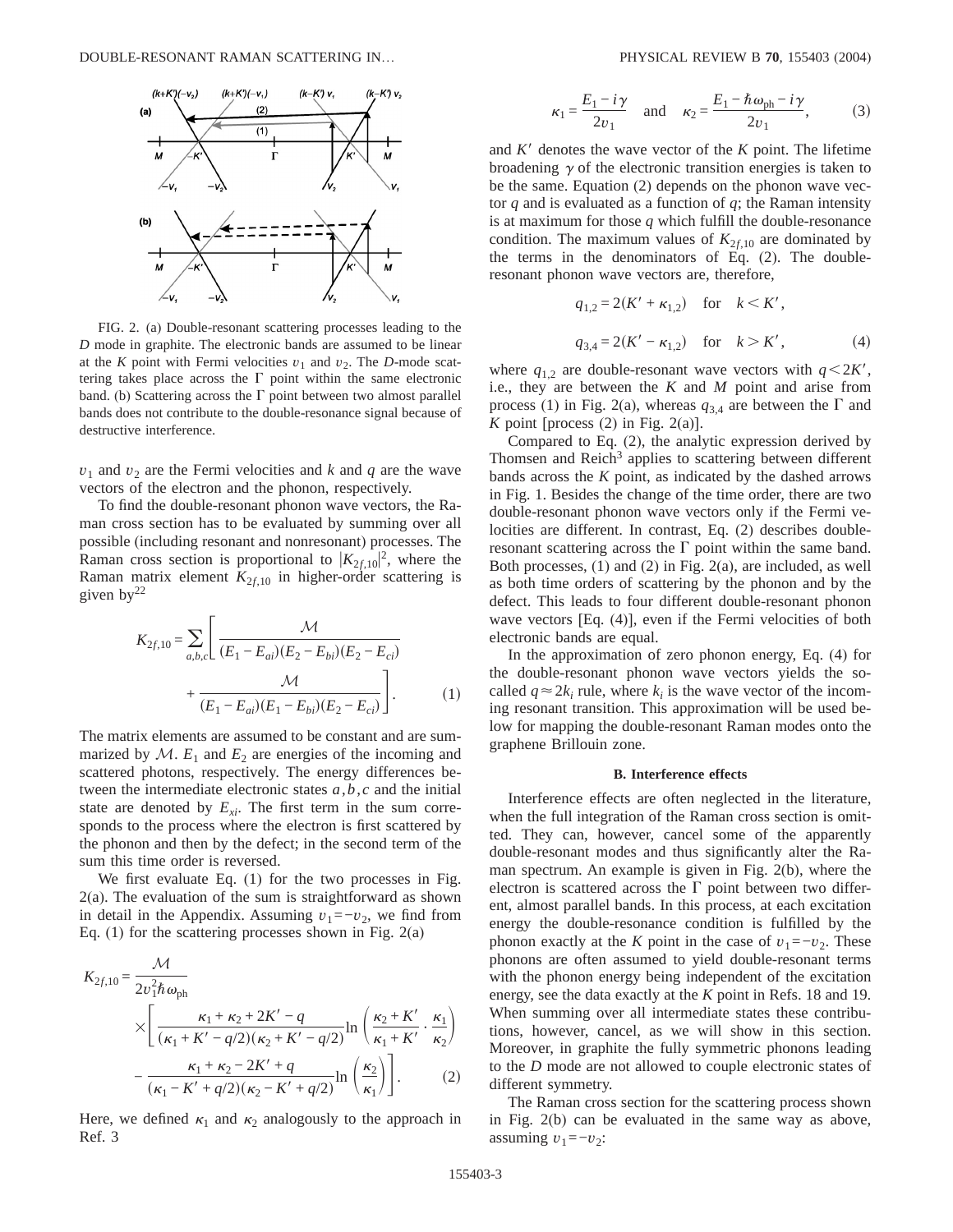FIG. 2. (a) Double-resonant scattering processes leading to the $D$ mode in graphite. The electronic bands are assumed to be linear at the $K$ point with Fermi velocities $v_1$ and $v_2$. The $D$-mode scattering takes place across the $\Gamma$ point within the same electronic band. (b) Scattering across the $\Gamma$ point between two almost parallel bands does not contribute to the double-resonance signal because of destructive interference.

$v_1$ and $v_2$ are the Fermi velocities and $k$ and $q$ are the wave vectors of the electron and the phonon, respectively.

To find the double-resonant phonon wave vectors, the Raman cross section has to be evaluated by summing over all possible (including resonant and nonresonant) processes. The Raman cross section is proportional to $|K_{2f,10}|^2$, where the Raman matrix element $K_{2f,10}$ in higher-order scattering is given by[22]

$$K_{2f,10} = \sum_{a,b,c} \left[ \frac{\mathcal{M}}{(E_1 - E_{ai})(E_2 - E_{bi})(E_2 - E_{ci})} + \frac{\mathcal{M}}{(E_1 - E_{ai})(E_1 - E_{bi})(E_2 - E_{ci})} \right]. \quad (1)$$

The matrix elements are assumed to be constant and are summarized by $\mathcal{M}$. $E_1$ and $E_2$ are energies of the incoming and scattered photons, respectively. The energy differences between the intermediate electronic states $a,b,c$ and the initial state are denoted by $E_{xi}$. The first term in the sum corresponds to the process where the electron is first scattered by the phonon and then by the defect; in the second term of the sum this time order is reversed.

We first evaluate Eq. (1) for the two processes in Fig. 2(a). The evaluation of the sum is straightforward as shown in detail in the Appendix. Assuming $v_1 = -v_2$, we find from Eq. (1) for the scattering processes shown in Fig. 2(a)

$$K_{2f,10} = \frac{\mathcal{M}}{2v_1^2 \hbar \omega_{\text{ph}}} \times \left[ \frac{\kappa_1 + \kappa_2 + 2K' - q}{(\kappa_1 + K' - q/2)(\kappa_2 + K' - q/2)} \ln \left( \frac{\kappa_2 + K'}{\kappa_1 + K'} \cdot \frac{\kappa_1}{\kappa_2} \right) - \frac{\kappa_1 + \kappa_2 - 2K' + q}{(\kappa_1 - K' + q/2)(\kappa_2 - K' + q/2)} \ln \left( \frac{\kappa_2}{\kappa_1} \right) \right]. \quad (2)$$

Here, we defined $\kappa_1$ and $\kappa_2$ analogously to the approach in Ref. 3

$$\kappa_1 = \frac{E_1 - i\gamma}{2v_1} \quad \text{and} \quad \kappa_2 = \frac{E_1 - \hbar\omega_{\text{ph}} - i\gamma}{2v_1}, \quad (3)$$

and $K'$ denotes the wave vector of the $K$ point. The lifetime broadening $\gamma$ of the electronic transition energies is taken to be the same. Equation (2) depends on the phonon wave vector $q$ and is evaluated as a function of $q$; the Raman intensity is at maximum for those $q$ which fulfill the double-resonance condition. The maximum values of $K_{2f,10}$ are dominated by the terms in the denominators of Eq. (2). The double-resonant phonon wave vectors are, therefore,

$$q_{1,2} = 2(K' + \kappa_{1,2}) \quad \text{for} \quad k < K',$$

$$q_{3,4} = 2(K' - \kappa_{1,2}) \quad \text{for} \quad k > K', \quad (4)$$

where $q_{1,2}$ are double-resonant wave vectors with $q < 2K'$, i.e., they are between the $K$ and $M$ point and arise from process (1) in Fig. 2(a), whereas $q_{3,4}$ are between the $\Gamma$ and $K$ point [process (2) in Fig. 2(a)].

Compared to Eq. (2), the analytic expression derived by Thomsen and Reich[3] applies to scattering between different bands across the $K$ point, as indicated by the dashed arrows in Fig. 1. Besides the change of the time order, there are two double-resonant phonon wave vectors only if the Fermi velocities are different. In contrast, Eq. (2) describes double-resonant scattering across the $\Gamma$ point within the same band. Both processes, (1) and (2) in Fig. 2(a), are included, as well as both time orders of scattering by the phonon and by the defect. This leads to four different double-resonant phonon wave vectors [Eq. (4)], even if the Fermi velocities of both electronic bands are equal.

In the approximation of zero phonon energy, Eq. (4) for the double-resonant phonon wave vectors yields the so-called $q \approx 2k_i$ rule, where $k_i$ is the wave vector of the incoming resonant transition. This approximation will be used below for mapping the double-resonant Raman modes onto the graphene Brillouin zone.

### B. Interference effects

Interference effects are often neglected in the literature, when the full integration of the Raman cross section is omitted. They can, however, cancel some of the apparently double-resonant modes and thus significantly alter the Raman spectrum. An example is given in Fig. 2(b), where the electron is scattered across the $\Gamma$ point between two different, almost parallel bands. In this process, at each excitation energy the double-resonance condition is fulfilled by the phonon exactly at the $K$ point in the case of $v_1 = -v_2$. These phonons are often assumed to yield double-resonant terms with the phonon energy being independent of the excitation energy, see the data exactly at the $K$ point in Refs. 18 and 19. When summing over all intermediate states these contributions, however, cancel, as we will show in this section. Moreover, in graphite the fully symmetric phonons leading to the $D$ mode are not allowed to couple electronic states of different symmetry.

The Raman cross section for the scattering process shown in Fig. 2(b) can be evaluated in the same way as above, assuming $v_1 = -v_2$: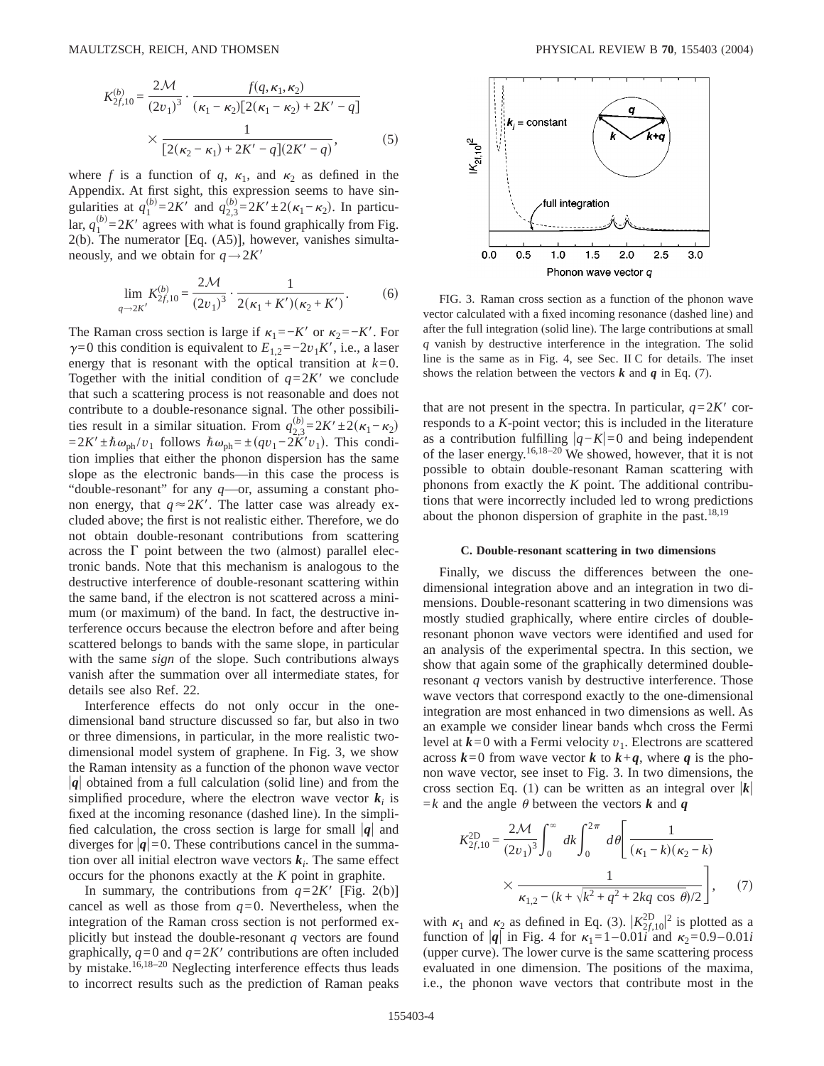$$K_{2f,10}^{(b)} = \frac{2\mathcal{M}}{(2v_1)^3} \cdot \frac{f(q,\kappa_1,\kappa_2)}{(\kappa_1-\kappa_2)[2(\kappa_1-\kappa_2)+2K'-q]} \times \frac{1}{[2(\kappa_2-\kappa_1)+2K'-q](2K'-q)}, \tag{5}$$

where $f$ is a function of $q$, $\kappa_1$, and $\kappa_2$ as defined in the Appendix. At first sight, this expression seems to have singularities at $q_1^{(b)}=2K'$ and $q_{2,3}^{(b)}=2K'\pm 2(\kappa_1-\kappa_2)$. In particular, $q_1^{(b)}=2K'$ agrees with what is found graphically from Fig. 2(b). The numerator [Eq. (A5)], however, vanishes simultaneously, and we obtain for $q\to 2K'$

$$\lim_{q\to 2K'} K_{2f,10}^{(b)} = \frac{2\mathcal{M}}{(2v_1)^3} \cdot \frac{1}{2(\kappa_1+K')(\kappa_2+K')}. \tag{6}$$

The Raman cross section is large if $\kappa_1=-K'$ or $\kappa_2=-K'$. For $\gamma=0$ this condition is equivalent to $E_{1,2}=-2v_1K'$, i.e., a laser energy that is resonant with the optical transition at $k=0$. Together with the initial condition of $q=2K'$ we conclude that such a scattering process is not reasonable and does not contribute to a double-resonance signal. The other possibilities result in a similar situation. From $q_{2,3}^{(b)}=2K'\pm 2(\kappa_1-\kappa_2)=2K'\pm\hbar\omega_{\rm ph}/v_1$ follows $\hbar\omega_{\rm ph}=\pm(qv_1-2K'v_1)$. This condition implies that either the phonon dispersion has the same slope as the electronic bands—in this case the process is "double-resonant" for any $q$—or, assuming a constant phonon energy, that $q\approx 2K'$. The latter case was already excluded above; the first is not realistic either. Therefore, we do not obtain double-resonant contributions from scattering across the $\Gamma$ point between the two (almost) parallel electronic bands. Note that this mechanism is analogous to the destructive interference of double-resonant scattering within the same band, if the electron is not scattered across a minimum (or maximum) of the band. In fact, the destructive interference occurs because the electron before and after being scattered belongs to bands with the same slope, in particular with the same *sign* of the slope. Such contributions always vanish after the summation over all intermediate states, for details see also Ref. 22.

Interference effects do not only occur in the one-dimensional band structure discussed so far, but also in two or three dimensions, in particular, in the more realistic two-dimensional model system of graphene. In Fig. 3, we show the Raman intensity as a function of the phonon wave vector $|\boldsymbol{q}|$ obtained from a full calculation (solid line) and from the simplified procedure, where the electron wave vector $\boldsymbol{k}_i$ is fixed at the incoming resonance (dashed line). In the simplified calculation, the cross section is large for small $|\boldsymbol{q}|$ and diverges for $|\boldsymbol{q}|=0$. These contributions cancel in the summation over all initial electron wave vectors $\boldsymbol{k}_i$. The same effect occurs for the phonons exactly at the $K$ point in graphite.

In summary, the contributions from $q=2K'$ [Fig. 2(b)] cancel as well as those from $q=0$. Nevertheless, when the integration of the Raman cross section is not performed explicitly but instead the double-resonant $q$ vectors are found graphically, $q=0$ and $q=2K'$ contributions are often included by mistake.[16,18–20] Neglecting interference effects thus leads to incorrect results such as the prediction of Raman peaks that are not present in the spectra. In particular, $q=2K'$ corresponds to a $K$-point vector; this is included in the literature as a contribution fulfilling $|q-K|=0$ and being independent of the laser energy.[16,18–20] We showed, however, that it is not possible to obtain double-resonant Raman scattering with phonons from exactly the $K$ point. The additional contributions that were incorrectly included led to wrong predictions about the phonon dispersion of graphite in the past.[18,19]

FIG. 3. Raman cross section as a function of the phonon wave vector calculated with a fixed incoming resonance (dashed line) and after the full integration (solid line). The large contributions at small $q$ vanish by destructive interference in the integration. The solid line is the same as in Fig. 4, see Sec. II C for details. The inset shows the relation between the vectors $\boldsymbol{k}$ and $\boldsymbol{q}$ in Eq. (7).

### C. Double-resonant scattering in two dimensions

Finally, we discuss the differences between the one-dimensional integration above and an integration in two dimensions. Double-resonant scattering in two dimensions was mostly studied graphically, where entire circles of double-resonant phonon wave vectors were identified and used for an analysis of the experimental spectra. In this section, we show that again some of the graphically determined double-resonant $q$ vectors vanish by destructive interference. Those wave vectors that correspond exactly to the one-dimensional integration are most enhanced in two dimensions as well. As an example we consider linear bands whch cross the Fermi level at $\boldsymbol{k}=0$ with a Fermi velocity $v_1$. Electrons are scattered across $\boldsymbol{k}=0$ from wave vector $\boldsymbol{k}$ to $\boldsymbol{k}+\boldsymbol{q}$, where $\boldsymbol{q}$ is the phonon wave vector, see inset to Fig. 3. In two dimensions, the cross section Eq. (1) can be written as an integral over $|\boldsymbol{k}|=k$ and the angle $\theta$ between the vectors $\boldsymbol{k}$ and $\boldsymbol{q}$

$$K_{2f,10}^{\rm 2D} = \frac{2\mathcal{M}}{(2v_1)^3}\int_0^\infty dk \int_0^{2\pi} d\theta \left[\frac{1}{(\kappa_1-k)(\kappa_2-k)} \times \frac{1}{\kappa_{1,2}-(k+\sqrt{k^2+q^2+2kq\cos\theta})/2}\right], \tag{7}$$

with $\kappa_1$ and $\kappa_2$ as defined in Eq. (3). $|K_{2f,10}^{\rm 2D}|^2$ is plotted as a function of $|\boldsymbol{q}|$ in Fig. 4 for $\kappa_1=1-0.01i$ and $\kappa_2=0.9-0.01i$ (upper curve). The lower curve is the same scattering process evaluated in one dimension. The positions of the maxima, i.e., the phonon wave vectors that contribute most in the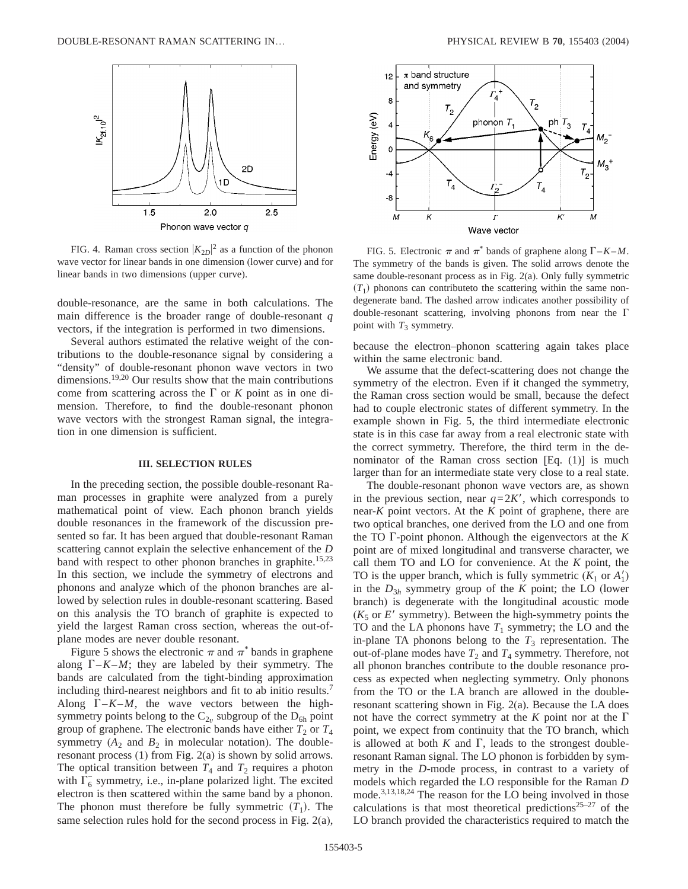FIG. 4. Raman cross section $|K_{2D}|^2$ as a function of the phonon wave vector for linear bands in one dimension (lower curve) and for linear bands in two dimensions (upper curve).

double-resonance, are the same in both calculations. The main difference is the broader range of double-resonant $q$ vectors, if the integration is performed in two dimensions.

Several authors estimated the relative weight of the contributions to the double-resonance signal by considering a "density" of double-resonant phonon wave vectors in two dimensions.[19,20] Our results show that the main contributions come from scattering across the $\Gamma$ or $K$ point as in one dimension. Therefore, to find the double-resonant phonon wave vectors with the strongest Raman signal, the integration in one dimension is sufficient.

### III. SELECTION RULES

In the preceding section, the possible double-resonant Raman processes in graphite were analyzed from a purely mathematical point of view. Each phonon branch yields double resonances in the framework of the discussion presented so far. It has been argued that double-resonant Raman scattering cannot explain the selective enhancement of the $D$ band with respect to other phonon branches in graphite.[15,23] In this section, we include the symmetry of electrons and phonons and analyze which of the phonon branches are allowed by selection rules in double-resonant scattering. Based on this analysis the TO branch of graphite is expected to yield the largest Raman cross section, whereas the out-of-plane modes are never double resonant.

Figure 5 shows the electronic $\pi$ and $\pi^*$ bands in graphene along $\Gamma$–$K$–$M$; they are labeled by their symmetry. The bands are calculated from the tight-binding approximation including third-nearest neighbors and fit to ab initio results.[7] Along $\Gamma$–$K$–$M$, the wave vectors between the high-symmetry points belong to the $C_{2v}$ subgroup of the $D_{6h}$ point group of graphene. The electronic bands have either $T_2$ or $T_4$ symmetry ($A_2$ and $B_2$ in molecular notation). The double-resonant process (1) from Fig. 2(a) is shown by solid arrows. The optical transition between $T_4$ and $T_2$ requires a photon with $\Gamma_6^-$ symmetry, i.e., in-plane polarized light. The excited electron is then scattered within the same band by a phonon. The phonon must therefore be fully symmetric ($T_1$). The same selection rules hold for the second process in Fig. 2(a), because the electron–phonon scattering again takes place within the same electronic band.

FIG. 5. Electronic $\pi$ and $\pi^*$ bands of graphene along $\Gamma$–$K$–$M$. The symmetry of the bands is given. The solid arrows denote the same double-resonant process as in Fig. 2(a). Only fully symmetric ($T_1$) phonons can contributeto the scattering within the same nondegenerate band. The dashed arrow indicates another possibility of double-resonant scattering, involving phonons from near the $\Gamma$ point with $T_3$ symmetry.

We assume that the defect-scattering does not change the symmetry of the electron. Even if it changed the symmetry, the Raman cross section would be small, because the defect had to couple electronic states of different symmetry. In the example shown in Fig. 5, the third intermediate electronic state is in this case far away from a real electronic state with the correct symmetry. Therefore, the third term in the denominator of the Raman cross section [Eq. (1)] is much larger than for an intermediate state very close to a real state.

The double-resonant phonon wave vectors are, as shown in the previous section, near $q=2K'$, which corresponds to near-$K$ point vectors. At the $K$ point of graphene, there are two optical branches, one derived from the LO and one from the TO $\Gamma$-point phonon. Although the eigenvectors at the $K$ point are of mixed longitudinal and transverse character, we call them TO and LO for convenience. At the $K$ point, the TO is the upper branch, which is fully symmetric ($K_1$ or $A_1'$) in the $D_{3h}$ symmetry group of the $K$ point; the LO (lower branch) is degenerate with the longitudinal acoustic mode ($K_5$ or $E'$ symmetry). Between the high-symmetry points the TO and the LA phonons have $T_1$ symmetry; the LO and the in-plane TA phonons belong to the $T_3$ representation. The out-of-plane modes have $T_2$ and $T_4$ symmetry. Therefore, not all phonon branches contribute to the double resonance process as expected when neglecting symmetry. Only phonons from the TO or the LA branch are allowed in the double-resonant scattering shown in Fig. 2(a). Because the LA does not have the correct symmetry at the $K$ point nor at the $\Gamma$ point, we expect from continuity that the TO branch, which is allowed at both $K$ and $\Gamma$, leads to the strongest double-resonant Raman signal. The LO phonon is forbidden by symmetry in the $D$-mode process, in contrast to a variety of models which regarded the LO responsible for the Raman $D$ mode.[3,13,18,24] The reason for the LO being involved in those calculations is that most theoretical predictions[25–27] of the LO branch provided the characteristics required to match the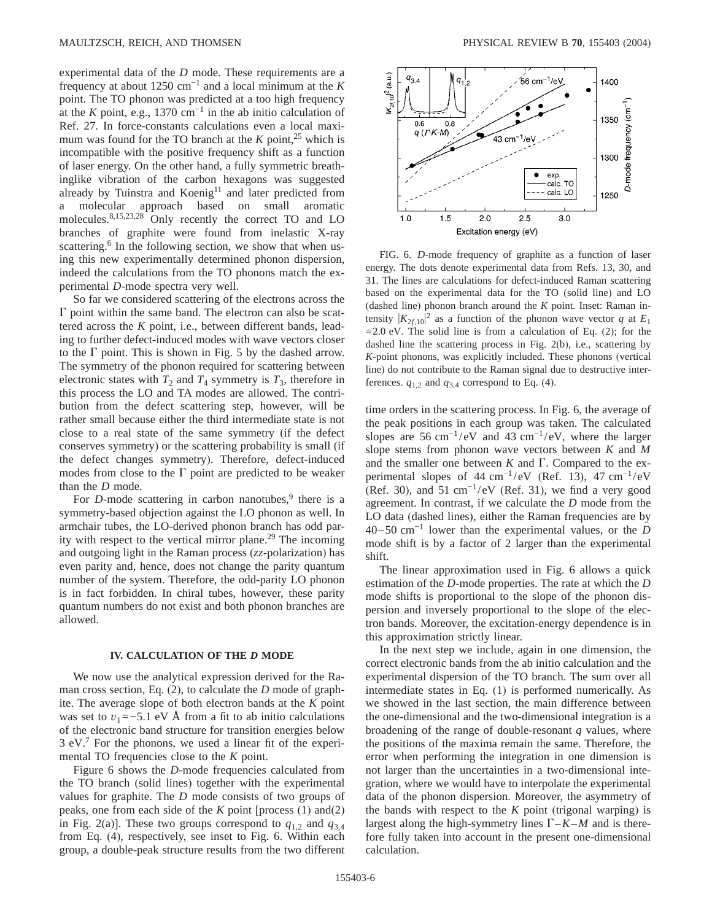experimental data of the *D* mode. These requirements are a frequency at about 1250 $\mathrm{cm}^{-1}$ and a local minimum at the *K* point. The TO phonon was predicted at a too high frequency at the *K* point, e.g., 1370 $\mathrm{cm}^{-1}$ in the ab initio calculation of Ref. 27. In force-constants calculations even a local maximum was found for the TO branch at the *K* point,[25] which is incompatible with the positive frequency shift as a function of laser energy. On the other hand, a fully symmetric breathinglike vibration of the carbon hexagons was suggested already by Tuinstra and Koenig[11] and later predicted from a molecular approach based on small aromatic molecules.[8,15,23,28] Only recently the correct TO and LO branches of graphite were found from inelastic X-ray scattering.[6] In the following section, we show that when using this new experimentally determined phonon dispersion, indeed the calculations from the TO phonons match the experimental *D*-mode spectra very well.

So far we considered scattering of the electrons across the $\Gamma$ point within the same band. The electron can also be scattered across the *K* point, i.e., between different bands, leading to further defect-induced modes with wave vectors closer to the $\Gamma$ point. This is shown in Fig. 5 by the dashed arrow. The symmetry of the phonon required for scattering between electronic states with $T_2$ and $T_4$ symmetry is $T_3$, therefore in this process the LO and TA modes are allowed. The contribution from the defect scattering step, however, will be rather small because either the third intermediate state is not close to a real state of the same symmetry (if the defect conserves symmetry) or the scattering probability is small (if the defect changes symmetry). Therefore, defect-induced modes from close to the $\Gamma$ point are predicted to be weaker than the *D* mode.

For *D*-mode scattering in carbon nanotubes,[9] there is a symmetry-based objection against the LO phonon as well. In armchair tubes, the LO-derived phonon branch has odd parity with respect to the vertical mirror plane.[29] The incoming and outgoing light in the Raman process (*zz*-polarization) has even parity and, hence, does not change the parity quantum number of the system. Therefore, the odd-parity LO phonon is in fact forbidden. In chiral tubes, however, these parity quantum numbers do not exist and both phonon branches are allowed.

## IV. CALCULATION OF THE *D* MODE

We now use the analytical expression derived for the Raman cross section, Eq. (2), to calculate the *D* mode of graphite. The average slope of both electron bands at the *K* point was set to $v_1 = -5.1$ eV Å from a fit to ab initio calculations of the electronic band structure for transition energies below 3 eV.[7] For the phonons, we used a linear fit of the experimental TO frequencies close to the *K* point.

Figure 6 shows the *D*-mode frequencies calculated from the TO branch (solid lines) together with the experimental values for graphite. The *D* mode consists of two groups of peaks, one from each side of the *K* point [process (1) and(2) in Fig. 2(a)]. These two groups correspond to $q_{1,2}$ and $q_{3,4}$ from Eq. (4), respectively, see inset to Fig. 6. Within each group, a double-peak structure results from the two different time orders in the scattering process. In Fig. 6, the average of the peak positions in each group was taken. The calculated slopes are 56 $\mathrm{cm}^{-1}$/eV and 43 $\mathrm{cm}^{-1}$/eV, where the larger slope stems from phonon wave vectors between *K* and *M* and the smaller one between *K* and $\Gamma$. Compared to the experimental slopes of 44 $\mathrm{cm}^{-1}$/eV (Ref. 13), 47 $\mathrm{cm}^{-1}$/eV (Ref. 30), and 51 $\mathrm{cm}^{-1}$/eV (Ref. 31), we find a very good agreement. In contrast, if we calculate the *D* mode from the LO data (dashed lines), either the Raman frequencies are by 40–50 $\mathrm{cm}^{-1}$ lower than the experimental values, or the *D* mode shift is by a factor of 2 larger than the experimental shift.

FIG. 6. *D*-mode frequency of graphite as a function of laser energy. The dots denote experimental data from Refs. 13, 30, and 31. The lines are calculations for defect-induced Raman scattering based on the experimental data for the TO (solid line) and LO (dashed line) phonon branch around the *K* point. Inset: Raman intensity $|K_{2f,10}|^2$ as a function of the phonon wave vector $q$ at $E_1 = 2.0$ eV. The solid line is from a calculation of Eq. (2); for the dashed line the scattering process in Fig. 2(b), i.e., scattering by *K*-point phonons, was explicitly included. These phonons (vertical line) do not contribute to the Raman signal due to destructive interferences. $q_{1,2}$ and $q_{3,4}$ correspond to Eq. (4).

The linear approximation used in Fig. 6 allows a quick estimation of the *D*-mode properties. The rate at which the *D* mode shifts is proportional to the slope of the phonon dispersion and inversely proportional to the slope of the electron bands. Moreover, the excitation-energy dependence is in this approximation strictly linear.

In the next step we include, again in one dimension, the correct electronic bands from the ab initio calculation and the experimental dispersion of the TO branch. The sum over all intermediate states in Eq. (1) is performed numerically. As we showed in the last section, the main difference between the one-dimensional and the two-dimensional integration is a broadening of the range of double-resonant *q* values, where the positions of the maxima remain the same. Therefore, the error when performing the integration in one dimension is not larger than the uncertainties in a two-dimensional integration, where we would have to interpolate the experimental data of the phonon dispersion. Moreover, the asymmetry of the bands with respect to the *K* point (trigonal warping) is largest along the high-symmetry lines $\Gamma$–*K*–*M* and is therefore fully taken into account in the present one-dimensional calculation.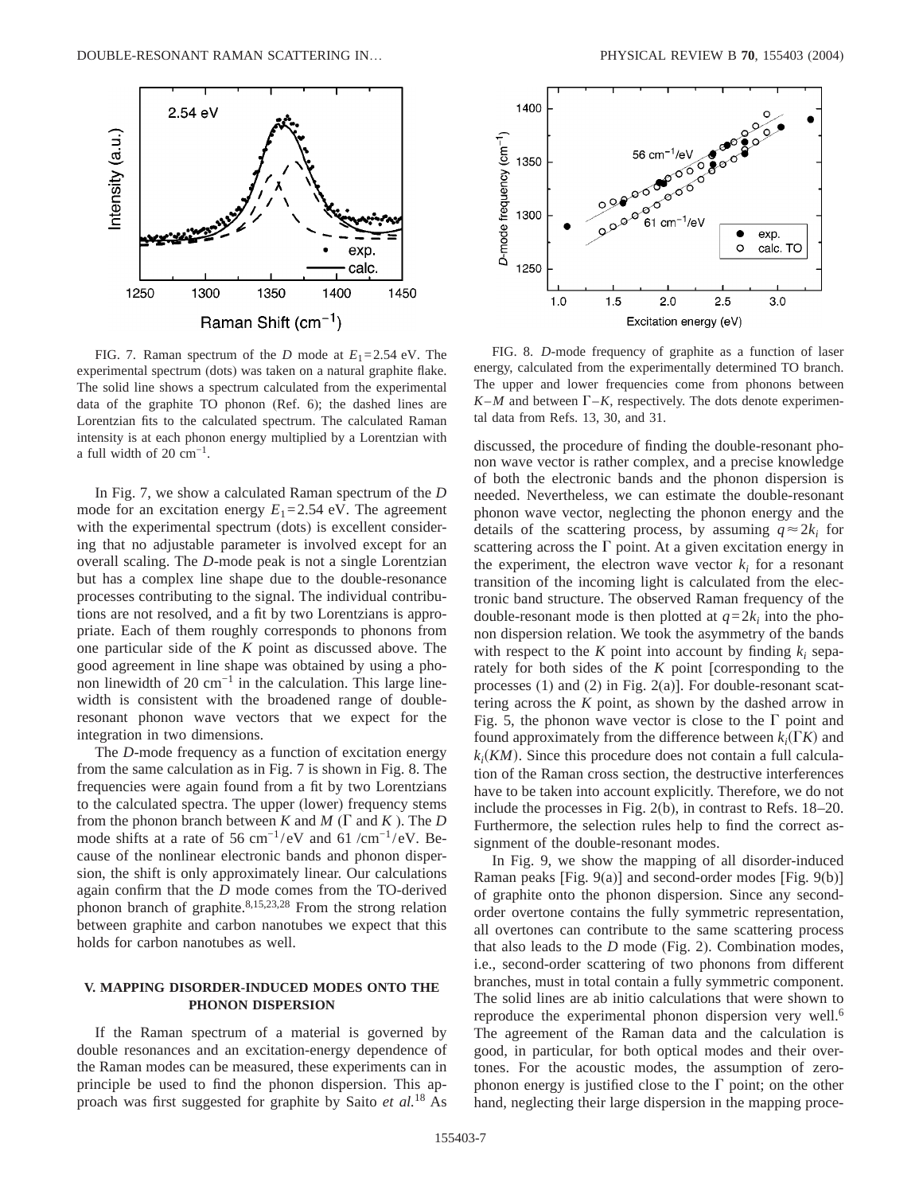FIG. 7. Raman spectrum of the *D* mode at $E_1 = 2.54$ eV. The experimental spectrum (dots) was taken on a natural graphite flake. The solid line shows a spectrum calculated from the experimental data of the graphite TO phonon (Ref. 6); the dashed lines are Lorentzian fits to the calculated spectrum. The calculated Raman intensity is at each phonon energy multiplied by a Lorentzian with a full width of 20 cm$^{-1}$.

In Fig. 7, we show a calculated Raman spectrum of the *D* mode for an excitation energy $E_1 = 2.54$ eV. The agreement with the experimental spectrum (dots) is excellent considering that no adjustable parameter is involved except for an overall scaling. The *D*-mode peak is not a single Lorentzian but has a complex line shape due to the double-resonance processes contributing to the signal. The individual contributions are not resolved, and a fit by two Lorentzians is appropriate. Each of them roughly corresponds to phonons from one particular side of the *K* point as discussed above. The good agreement in line shape was obtained by using a phonon linewidth of 20 cm$^{-1}$ in the calculation. This large linewidth is consistent with the broadened range of double-resonant phonon wave vectors that we expect for the integration in two dimensions.

The *D*-mode frequency as a function of excitation energy from the same calculation as in Fig. 7 is shown in Fig. 8. The frequencies were again found from a fit by two Lorentzians to the calculated spectra. The upper (lower) frequency stems from the phonon branch between *K* and *M* ($\Gamma$ and *K* ). The *D* mode shifts at a rate of 56 cm$^{-1}$/eV and 61 /cm$^{-1}$/eV. Because of the nonlinear electronic bands and phonon dispersion, the shift is only approximately linear. Our calculations again confirm that the *D* mode comes from the TO-derived phonon branch of graphite.[8,15,23,28] From the strong relation between graphite and carbon nanotubes we expect that this holds for carbon nanotubes as well.

## V. MAPPING DISORDER-INDUCED MODES ONTO THE PHONON DISPERSION

If the Raman spectrum of a material is governed by double resonances and an excitation-energy dependence of the Raman modes can be measured, these experiments can in principle be used to find the phonon dispersion. This approach was first suggested for graphite by Saito *et al.*[18] As

FIG. 8. *D*-mode frequency of graphite as a function of laser energy, calculated from the experimentally determined TO branch. The upper and lower frequencies come from phonons between $K$–$M$ and between $\Gamma$–$K$, respectively. The dots denote experimental data from Refs. 13, 30, and 31.

discussed, the procedure of finding the double-resonant phonon wave vector is rather complex, and a precise knowledge of both the electronic bands and the phonon dispersion is needed. Nevertheless, we can estimate the double-resonant phonon wave vector, neglecting the phonon energy and the details of the scattering process, by assuming $q \approx 2k_i$ for scattering across the $\Gamma$ point. At a given excitation energy in the experiment, the electron wave vector $k_i$ for a resonant transition of the incoming light is calculated from the electronic band structure. The observed Raman frequency of the double-resonant mode is then plotted at $q = 2k_i$ into the phonon dispersion relation. We took the asymmetry of the bands with respect to the *K* point into account by finding $k_i$ separately for both sides of the *K* point [corresponding to the processes (1) and (2) in Fig. 2(a)]. For double-resonant scattering across the *K* point, as shown by the dashed arrow in Fig. 5, the phonon wave vector is close to the $\Gamma$ point and found approximately from the difference between $k_i(\Gamma K)$ and $k_i(KM)$. Since this procedure does not contain a full calculation of the Raman cross section, the destructive interferences have to be taken into account explicitly. Therefore, we do not include the processes in Fig. 2(b), in contrast to Refs. 18–20. Furthermore, the selection rules help to find the correct assignment of the double-resonant modes.

In Fig. 9, we show the mapping of all disorder-induced Raman peaks [Fig. 9(a)] and second-order modes [Fig. 9(b)] of graphite onto the phonon dispersion. Since any second-order overtone contains the fully symmetric representation, all overtones can contribute to the same scattering process that also leads to the *D* mode (Fig. 2). Combination modes, i.e., second-order scattering of two phonons from different branches, must in total contain a fully symmetric component. The solid lines are ab initio calculations that were shown to reproduce the experimental phonon dispersion very well.[6] The agreement of the Raman data and the calculation is good, in particular, for both optical modes and their overtones. For the acoustic modes, the assumption of zero-phonon energy is justified close to the $\Gamma$ point; on the other hand, neglecting their large dispersion in the mapping proce-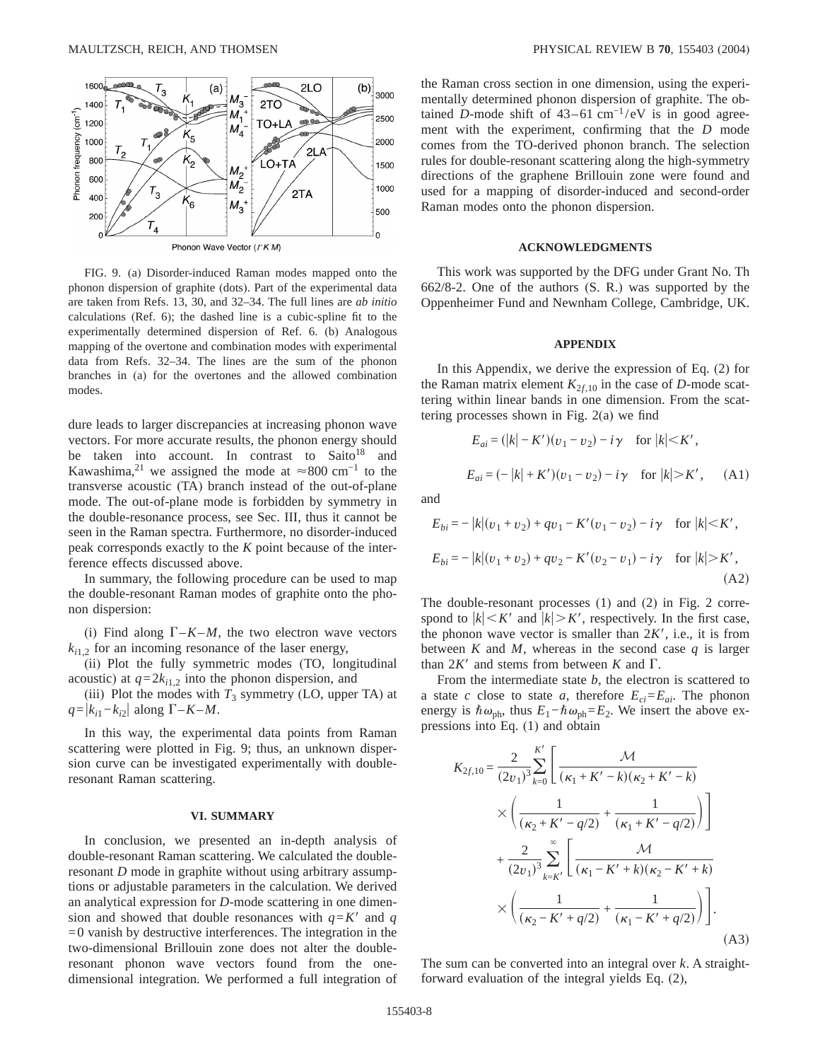FIG. 9. (a) Disorder-induced Raman modes mapped onto the phonon dispersion of graphite (dots). Part of the experimental data are taken from Refs. 13, 30, and 32–34. The full lines are *ab initio* calculations (Ref. 6); the dashed line is a cubic-spline fit to the experimentally determined dispersion of Ref. 6. (b) Analogous mapping of the overtone and combination modes with experimental data from Refs. 32–34. The lines are the sum of the phonon branches in (a) for the overtones and the allowed combination modes.

dure leads to larger discrepancies at increasing phonon wave vectors. For more accurate results, the phonon energy should be taken into account. In contrast to Saito[18] and Kawashima,[21] we assigned the mode at $\approx 800$ cm$^{-1}$ to the transverse acoustic (TA) branch instead of the out-of-plane mode. The out-of-plane mode is forbidden by symmetry in the double-resonance process, see Sec. III, thus it cannot be seen in the Raman spectra. Furthermore, no disorder-induced peak corresponds exactly to the $K$ point because of the interference effects discussed above.

In summary, the following procedure can be used to map the double-resonant Raman modes of graphite onto the phonon dispersion:

(i) Find along $\Gamma-K-M$, the two electron wave vectors $k_{i1,2}$ for an incoming resonance of the laser energy,

(ii) Plot the fully symmetric modes (TO, longitudinal acoustic) at $q=2k_{i1,2}$ into the phonon dispersion, and

(iii) Plot the modes with $T_3$ symmetry (LO, upper TA) at $q=|k_{i1}-k_{i2}|$ along $\Gamma-K-M$.

In this way, the experimental data points from Raman scattering were plotted in Fig. 9; thus, an unknown dispersion curve can be investigated experimentally with double-resonant Raman scattering.

## VI. SUMMARY

In conclusion, we presented an in-depth analysis of double-resonant Raman scattering. We calculated the double-resonant $D$ mode in graphite without using arbitrary assumptions or adjustable parameters in the calculation. We derived an analytical expression for $D$-mode scattering in one dimension and showed that double resonances with $q=K'$ and $q=0$ vanish by destructive interferences. The integration in the two-dimensional Brillouin zone does not alter the double-resonant phonon wave vectors found from the one-dimensional integration. We performed a full integration of the Raman cross section in one dimension, using the experimentally determined phonon dispersion of graphite. The obtained $D$-mode shift of 43–61 cm$^{-1}$/eV is in good agreement with the experiment, confirming that the $D$ mode comes from the TO-derived phonon branch. The selection rules for double-resonant scattering along the high-symmetry directions of the graphene Brillouin zone were found and used for a mapping of disorder-induced and second-order Raman modes onto the phonon dispersion.

## ACKNOWLEDGMENTS

This work was supported by the DFG under Grant No. Th 662/8-2. One of the authors (S. R.) was supported by the Oppenheimer Fund and Newnham College, Cambridge, UK.

## APPENDIX

In this Appendix, we derive the expression of Eq. (2) for the Raman matrix element $K_{2f,10}$ in the case of $D$-mode scattering within linear bands in one dimension. From the scattering processes shown in Fig. 2(a) we find

$$E_{ai} = (|k| - K')(v_1 - v_2) - i\gamma \quad \text{for } |k| < K',$$

$$E_{ai} = (-|k| + K')(v_1 - v_2) - i\gamma \quad \text{for } |k| > K', \qquad \text{(A1)}$$

and

$$E_{bi} = -|k|(v_1 + v_2) + qv_1 - K'(v_1 - v_2) - i\gamma \quad \text{for } |k| < K',$$

$$E_{bi} = -|k|(v_1 + v_2) + qv_2 - K'(v_2 - v_1) - i\gamma \quad \text{for } |k| > K', \qquad \text{(A2)}$$

The double-resonant processes (1) and (2) in Fig. 2 correspond to $|k| < K'$ and $|k| > K'$, respectively. In the first case, the phonon wave vector is smaller than $2K'$, i.e., it is from between $K$ and $M$, whereas in the second case $q$ is larger than $2K'$ and stems from between $K$ and $\Gamma$.

From the intermediate state $b$, the electron is scattered to a state $c$ close to state $a$, therefore $E_{ci}=E_{ai}$. The phonon energy is $\hbar\omega_{\mathrm{ph}}$, thus $E_1 - \hbar\omega_{\mathrm{ph}} = E_2$. We insert the above expressions into Eq. (1) and obtain

$$\begin{aligned}
K_{2f,10} = {} & \frac{2}{(2v_1)^3}\sum_{k=0}^{K'}\left[\frac{\mathcal{M}}{(\kappa_1 + K' - k)(\kappa_2 + K' - k)}\right.\\
& \left.\times\left(\frac{1}{(\kappa_2 + K' - q/2)} + \frac{1}{(\kappa_1 + K' - q/2)}\right)\right]\\
& + \frac{2}{(2v_1)^3}\sum_{k=K'}^{\infty}\left[\frac{\mathcal{M}}{(\kappa_1 - K' + k)(\kappa_2 - K' + k)}\right.\\
& \left.\times\left(\frac{1}{(\kappa_2 - K' + q/2)} + \frac{1}{(\kappa_1 - K' + q/2)}\right)\right].
\end{aligned} \qquad \text{(A3)}$$

The sum can be converted into an integral over $k$. A straightforward evaluation of the integral yields Eq. (2),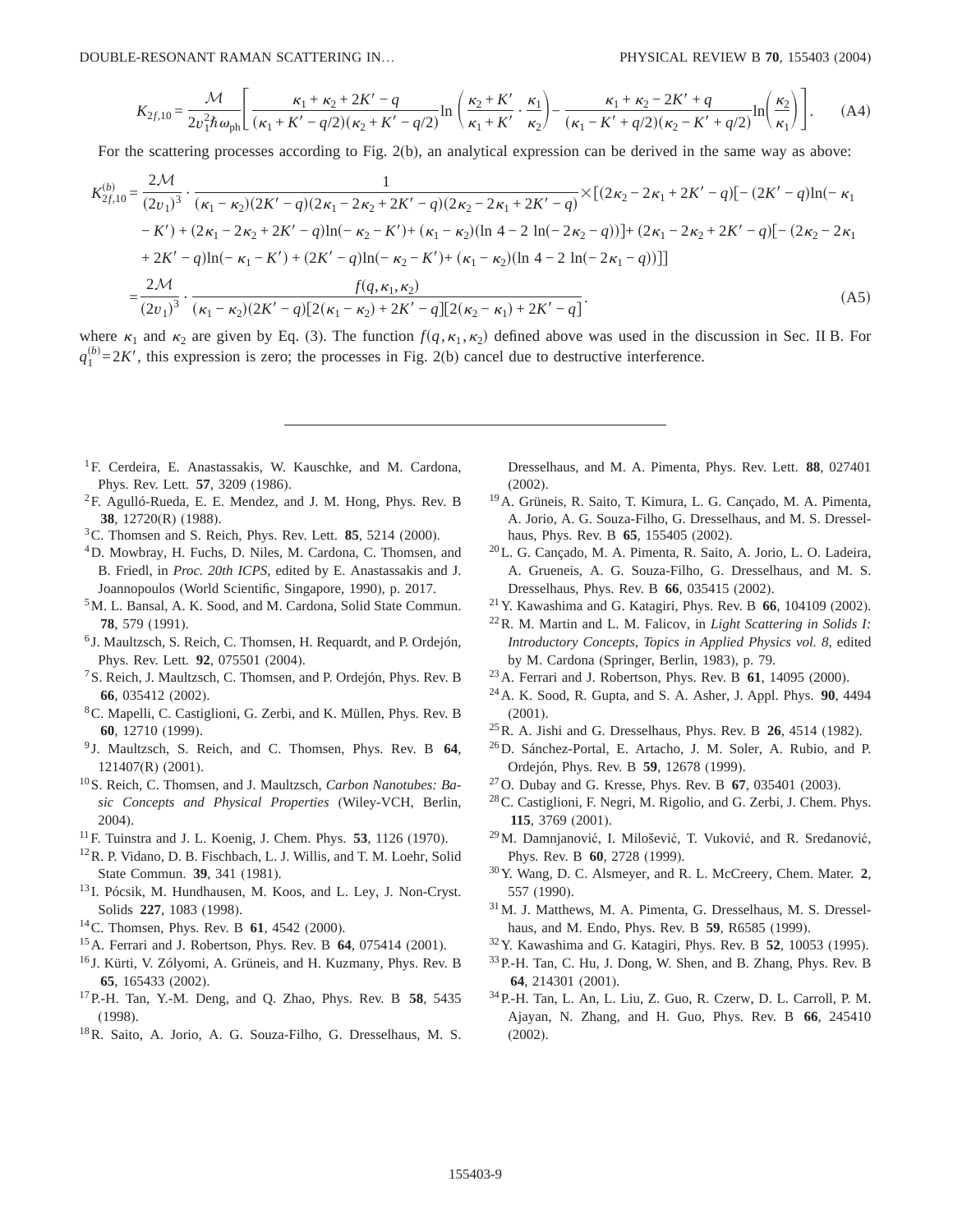$$K_{2f,10} = \frac{\mathcal{M}}{2v_1^2\hbar\omega_{\text{ph}}}\left[\frac{\kappa_1+\kappa_2+2K'-q}{(\kappa_1+K'-q/2)(\kappa_2+K'-q/2)}\ln\left(\frac{\kappa_2+K'}{\kappa_1+K'}\cdot\frac{\kappa_1}{\kappa_2}\right) - \frac{\kappa_1+\kappa_2-2K'+q}{(\kappa_1-K'+q/2)(\kappa_2-K'+q/2)}\ln\left(\frac{\kappa_2}{\kappa_1}\right)\right]. \tag{A4}$$

For the scattering processes according to Fig. 2(b), an analytical expression can be derived in the same way as above:

$$\begin{aligned}
K_{2f,10}^{(b)} &= \frac{2\mathcal{M}}{(2v_1)^3}\cdot\frac{1}{(\kappa_1-\kappa_2)(2K'-q)(2\kappa_1-2\kappa_2+2K'-q)(2\kappa_2-2\kappa_1+2K'-q)}\times[(2\kappa_2-2\kappa_1+2K'-q)[-(2K'-q)\ln(-\kappa_1\\
&\quad -K')+(2\kappa_1-2\kappa_2+2K'-q)\ln(-\kappa_2-K')+(\kappa_1-\kappa_2)(\ln 4-2\ln(-2\kappa_2-q))]+(2\kappa_1-2\kappa_2+2K'-q)[-(2\kappa_2-2\kappa_1\\
&\quad +2K'-q)\ln(-\kappa_1-K')+(2K'-q)\ln(-\kappa_2-K')+(\kappa_1-\kappa_2)(\ln 4-2\ln(-2\kappa_1-q))]]\\
&= \frac{2\mathcal{M}}{(2v_1)^3}\cdot\frac{f(q,\kappa_1,\kappa_2)}{(\kappa_1-\kappa_2)(2K'-q)[2(\kappa_1-\kappa_2)+2K'-q][2(\kappa_2-\kappa_1)+2K'-q]}.
\end{aligned} \tag{A5}$$

where $\kappa_1$ and $\kappa_2$ are given by Eq. (3). The function $f(q,\kappa_1,\kappa_2)$ defined above was used in the discussion in Sec. II B. For $q_1^{(b)}=2K'$, this expression is zero; the processes in Fig. 2(b) cancel due to destructive interference.

---

[1] F. Cerdeira, E. Anastassakis, W. Kauschke, and M. Cardona, Phys. Rev. Lett. **57**, 3209 (1986).

[2] F. Agulló-Rueda, E. E. Mendez, and J. M. Hong, Phys. Rev. B **38**, 12720(R) (1988).

[3] C. Thomsen and S. Reich, Phys. Rev. Lett. **85**, 5214 (2000).

[4] D. Mowbray, H. Fuchs, D. Niles, M. Cardona, C. Thomsen, and B. Friedl, in *Proc. 20th ICPS*, edited by E. Anastassakis and J. Joannopoulos (World Scientific, Singapore, 1990), p. 2017.

[5] M. L. Bansal, A. K. Sood, and M. Cardona, Solid State Commun. **78**, 579 (1991).

[6] J. Maultzsch, S. Reich, C. Thomsen, H. Requardt, and P. Ordejón, Phys. Rev. Lett. **92**, 075501 (2004).

[7] S. Reich, J. Maultzsch, C. Thomsen, and P. Ordejón, Phys. Rev. B **66**, 035412 (2002).

[8] C. Mapelli, C. Castiglioni, G. Zerbi, and K. Müllen, Phys. Rev. B **60**, 12710 (1999).

[9] J. Maultzsch, S. Reich, and C. Thomsen, Phys. Rev. B **64**, 121407(R) (2001).

[10] S. Reich, C. Thomsen, and J. Maultzsch, *Carbon Nanotubes: Basic Concepts and Physical Properties* (Wiley-VCH, Berlin, 2004).

[11] F. Tuinstra and J. L. Koenig, J. Chem. Phys. **53**, 1126 (1970).

[12] R. P. Vidano, D. B. Fischbach, L. J. Willis, and T. M. Loehr, Solid State Commun. **39**, 341 (1981).

[13] I. Pócsik, M. Hundhausen, M. Koos, and L. Ley, J. Non-Cryst. Solids **227**, 1083 (1998).

[14] C. Thomsen, Phys. Rev. B **61**, 4542 (2000).

[15] A. Ferrari and J. Robertson, Phys. Rev. B **64**, 075414 (2001).

[16] J. Kürti, V. Zólyomi, A. Grüneis, and H. Kuzmany, Phys. Rev. B **65**, 165433 (2002).

[17] P.-H. Tan, Y.-M. Deng, and Q. Zhao, Phys. Rev. B **58**, 5435 (1998).

[18] R. Saito, A. Jorio, A. G. Souza-Filho, G. Dresselhaus, M. S. Dresselhaus, and M. A. Pimenta, Phys. Rev. Lett. **88**, 027401 (2002).

[19] A. Grüneis, R. Saito, T. Kimura, L. G. Cançado, M. A. Pimenta, A. Jorio, A. G. Souza-Filho, G. Dresselhaus, and M. S. Dresselhaus, Phys. Rev. B **65**, 155405 (2002).

[20] L. G. Cançado, M. A. Pimenta, R. Saito, A. Jorio, L. O. Ladeira, A. Grueneis, A. G. Souza-Filho, G. Dresselhaus, and M. S. Dresselhaus, Phys. Rev. B **66**, 035415 (2002).

[21] Y. Kawashima and G. Katagiri, Phys. Rev. B **66**, 104109 (2002).

[22] R. M. Martin and L. M. Falicov, in *Light Scattering in Solids I: Introductory Concepts, Topics in Applied Physics vol. 8*, edited by M. Cardona (Springer, Berlin, 1983), p. 79.

[23] A. Ferrari and J. Robertson, Phys. Rev. B **61**, 14095 (2000).

[24] A. K. Sood, R. Gupta, and S. A. Asher, J. Appl. Phys. **90**, 4494 (2001).

[25] R. A. Jishi and G. Dresselhaus, Phys. Rev. B **26**, 4514 (1982).

[26] D. Sánchez-Portal, E. Artacho, J. M. Soler, A. Rubio, and P. Ordejón, Phys. Rev. B **59**, 12678 (1999).

[27] O. Dubay and G. Kresse, Phys. Rev. B **67**, 035401 (2003).

[28] C. Castiglioni, F. Negri, M. Rigolio, and G. Zerbi, J. Chem. Phys. **115**, 3769 (2001).

[29] M. Damnjanović, I. Milošević, T. Vuković, and R. Sredanović, Phys. Rev. B **60**, 2728 (1999).

[30] Y. Wang, D. C. Alsmeyer, and R. L. McCreery, Chem. Mater. **2**, 557 (1990).

[31] M. J. Matthews, M. A. Pimenta, G. Dresselhaus, M. S. Dresselhaus, and M. Endo, Phys. Rev. B **59**, R6585 (1999).

[32] Y. Kawashima and G. Katagiri, Phys. Rev. B **52**, 10053 (1995).

[33] P.-H. Tan, C. Hu, J. Dong, W. Shen, and B. Zhang, Phys. Rev. B **64**, 214301 (2001).

[34] P.-H. Tan, L. An, L. Liu, Z. Guo, R. Czerw, D. L. Carroll, P. M. Ajayan, N. Zhang, and H. Guo, Phys. Rev. B **66**, 245410 (2002).